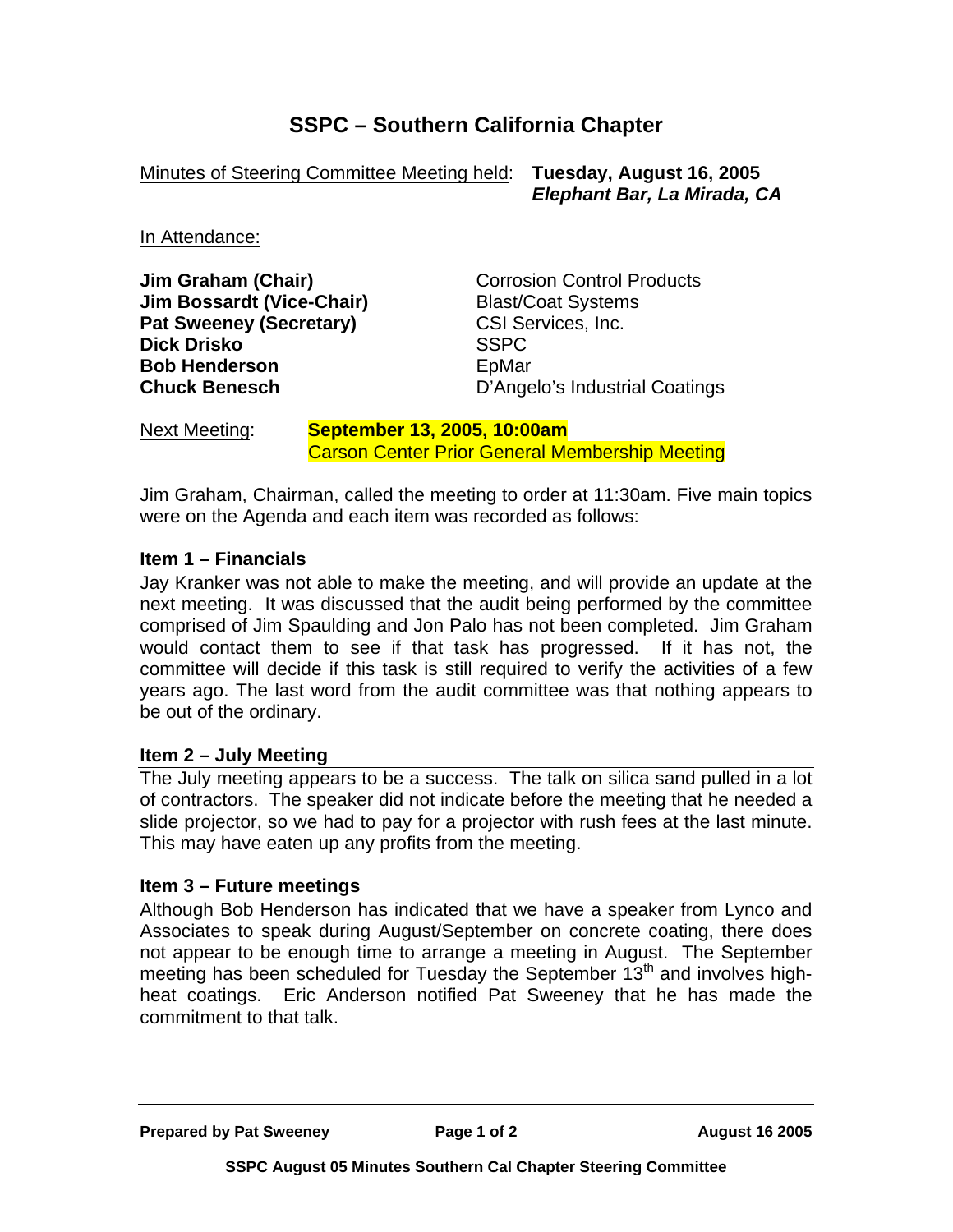# SSPC – Southern California Chapter

Minutes of Steering Committee Meeting held: **Tuesday, August 16, 2005**
***Elephant Bar, La Mirada, CA***

In Attendance:

| | |
|---|---|
| **Jim Graham (Chair)** | Corrosion Control Products |
| **Jim Bossardt (Vice-Chair)** | Blast/Coat Systems |
| **Pat Sweeney (Secretary)** | CSI Services, Inc. |
| **Dick Drisko** | SSPC |
| **Bob Henderson** | EpMar |
| **Chuck Benesch** | D'Angelo's Industrial Coatings |

Next Meeting: **September 13, 2005, 10:00am**
Carson Center Prior General Membership Meeting

Jim Graham, Chairman, called the meeting to order at 11:30am. Five main topics were on the Agenda and each item was recorded as follows:

### Item 1 – Financials

Jay Kranker was not able to make the meeting, and will provide an update at the next meeting. It was discussed that the audit being performed by the committee comprised of Jim Spaulding and Jon Palo has not been completed. Jim Graham would contact them to see if that task has progressed. If it has not, the committee will decide if this task is still required to verify the activities of a few years ago. The last word from the audit committee was that nothing appears to be out of the ordinary.

### Item 2 – July Meeting

The July meeting appears to be a success. The talk on silica sand pulled in a lot of contractors. The speaker did not indicate before the meeting that he needed a slide projector, so we had to pay for a projector with rush fees at the last minute. This may have eaten up any profits from the meeting.

### Item 3 – Future meetings

Although Bob Henderson has indicated that we have a speaker from Lynco and Associates to speak during August/September on concrete coating, there does not appear to be enough time to arrange a meeting in August. The September meeting has been scheduled for Tuesday the September 13th and involves high-heat coatings. Eric Anderson notified Pat Sweeney that he has made the commitment to that talk.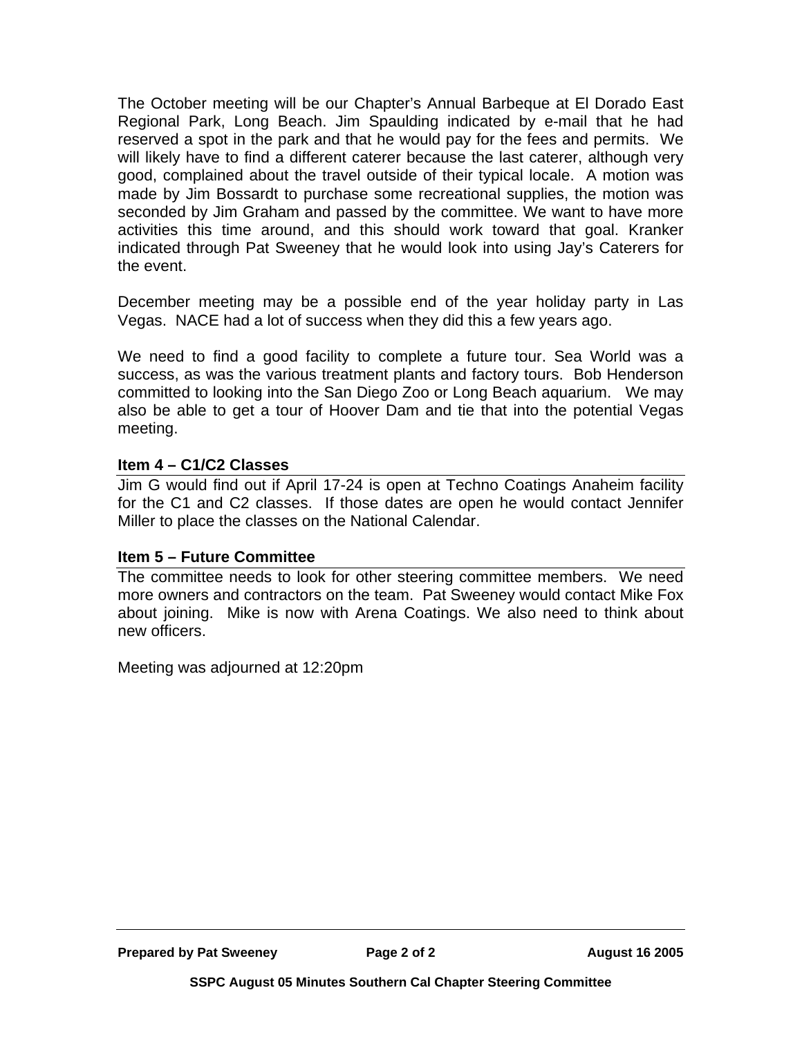The October meeting will be our Chapter's Annual Barbeque at El Dorado East Regional Park, Long Beach. Jim Spaulding indicated by e-mail that he had reserved a spot in the park and that he would pay for the fees and permits. We will likely have to find a different caterer because the last caterer, although very good, complained about the travel outside of their typical locale. A motion was made by Jim Bossardt to purchase some recreational supplies, the motion was seconded by Jim Graham and passed by the committee. We want to have more activities this time around, and this should work toward that goal. Kranker indicated through Pat Sweeney that he would look into using Jay's Caterers for the event.

December meeting may be a possible end of the year holiday party in Las Vegas. NACE had a lot of success when they did this a few years ago.

We need to find a good facility to complete a future tour. Sea World was a success, as was the various treatment plants and factory tours. Bob Henderson committed to looking into the San Diego Zoo or Long Beach aquarium. We may also be able to get a tour of Hoover Dam and tie that into the potential Vegas meeting.

### Item 4 – C1/C2 Classes

Jim G would find out if April 17-24 is open at Techno Coatings Anaheim facility for the C1 and C2 classes. If those dates are open he would contact Jennifer Miller to place the classes on the National Calendar.

### Item 5 – Future Committee

The committee needs to look for other steering committee members. We need more owners and contractors on the team. Pat Sweeney would contact Mike Fox about joining. Mike is now with Arena Coatings. We also need to think about new officers.

Meeting was adjourned at 12:20pm